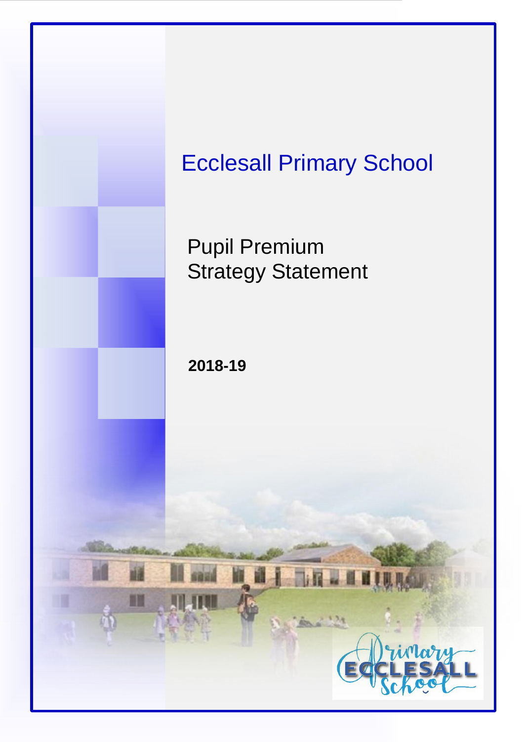# Ecclesall Primary School

## Pupil Premium Strategy Statement

**2018-19**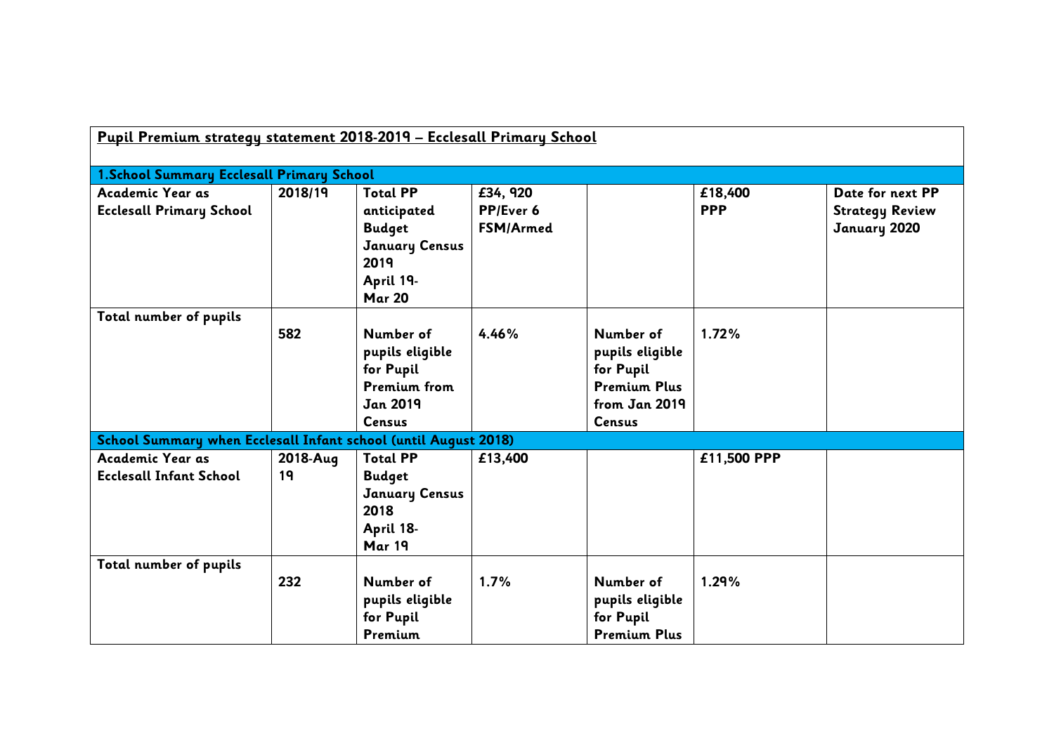## Pupil Premium strategy statement 2018-2019 – Ecclesall Primary School

| 1.School Summary Ecclesall Primary School | | | | | | |
|---|---|---|---|---|---|---|
| **Academic Year as Ecclesall Primary School** | **2018/19** | **Total PP anticipated Budget January Census 2019 April 19- Mar 20** | **£34, 920 PP/Ever 6 FSM/Armed** | | **£18,400 PPP** | **Date for next PP Strategy Review January 2020** |
| **Total number of pupils** | **582** | **Number of pupils eligible for Pupil Premium from Jan 2019 Census** | **4.46%** | **Number of pupils eligible for Pupil Premium Plus from Jan 2019 Census** | **1.72%** | |
| **School Summary when Ecclesall Infant school (until August 2018)** | | | | | | |
| **Academic Year as Ecclesall Infant School** | **2018-Aug 19** | **Total PP Budget January Census 2018 April 18- Mar 19** | **£13,400** | | **£11,500 PPP** | |
| **Total number of pupils** | **232** | **Number of pupils eligible for Pupil Premium** | **1.7%** | **Number of pupils eligible for Pupil Premium Plus** | **1.29%** | |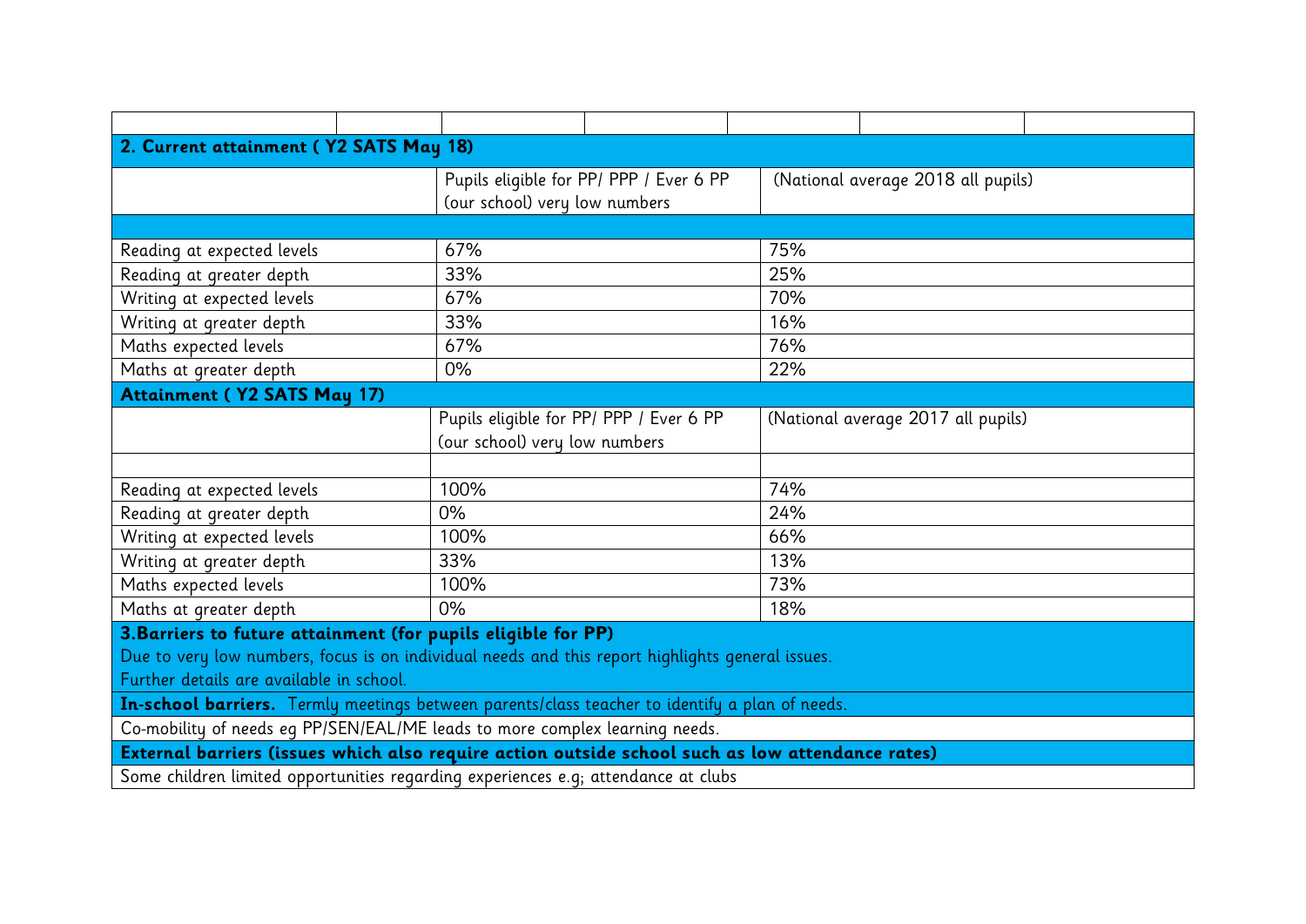| | | |
|---|---|---|
| **2. Current attainment ( Y2 SATS May 18)** | | |
| | Pupils eligible for PP/ PPP / Ever 6 PP (our school) very low numbers | (National average 2018 all pupils) |
| | | |
| Reading at expected levels | 67% | 75% |
| Reading at greater depth | 33% | 25% |
| Writing at expected levels | 67% | 70% |
| Writing at greater depth | 33% | 16% |
| Maths expected levels | 67% | 76% |
| Maths at greater depth | 0% | 22% |
| **Attainment ( Y2 SATS May 17)** | | |
| | Pupils eligible for PP/ PPP / Ever 6 PP (our school) very low numbers | (National average 2017 all pupils) |
| | | |
| Reading at expected levels | 100% | 74% |
| Reading at greater depth | 0% | 24% |
| Writing at expected levels | 100% | 66% |
| Writing at greater depth | 33% | 13% |
| Maths expected levels | 100% | 73% |
| Maths at greater depth | 0% | 18% |

**3.Barriers to future attainment (for pupils eligible for PP)**

Due to very low numbers, focus is on individual needs and this report highlights general issues.

Further details are available in school.

**In-school barriers.** Termly meetings between parents/class teacher to identify a plan of needs.

Co-mobility of needs eg PP/SEN/EAL/ME leads to more complex learning needs.

**External barriers (issues which also require action outside school such as low attendance rates)**

Some children limited opportunities regarding experiences e.g; attendance at clubs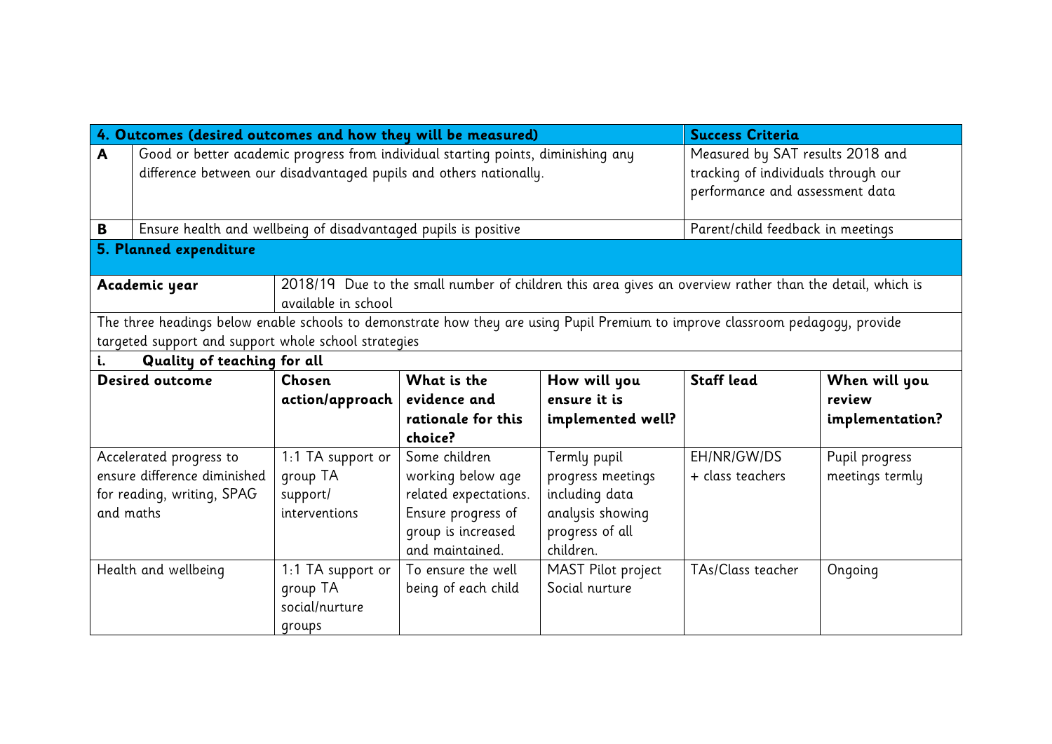| 4. Outcomes (desired outcomes and how they will be measured) | | Success Criteria |
|---|---|---|
| A | Good or better academic progress from individual starting points, diminishing any difference between our disadvantaged pupils and others nationally. | Measured by SAT results 2018 and tracking of individuals through our performance and assessment data |
| B | Ensure health and wellbeing of disadvantaged pupils is positive | Parent/child feedback in meetings |

## 5. Planned expenditure

| Academic year | 2018/19 Due to the small number of children this area gives an overview rather than the detail, which is available in school |
|---|---|

The three headings below enable schools to demonstrate how they are using Pupil Premium to improve classroom pedagogy, provide targeted support and support whole school strategies

### i. Quality of teaching for all

| Desired outcome | Chosen action/approach | What is the evidence and rationale for this choice? | How will you ensure it is implemented well? | Staff lead | When will you review implementation? |
|---|---|---|---|---|---|
| Accelerated progress to ensure difference diminished for reading, writing, SPAG and maths | 1:1 TA support or group TA support/ interventions | Some children working below age related expectations. Ensure progress of group is increased and maintained. | Termly pupil progress meetings including data analysis showing progress of all children. | EH/NR/GW/DS + class teachers | Pupil progress meetings termly |
| Health and wellbeing | 1:1 TA support or group TA social/nurture groups | To ensure the well being of each child | MAST Pilot project Social nurture | TAs/Class teacher | Ongoing |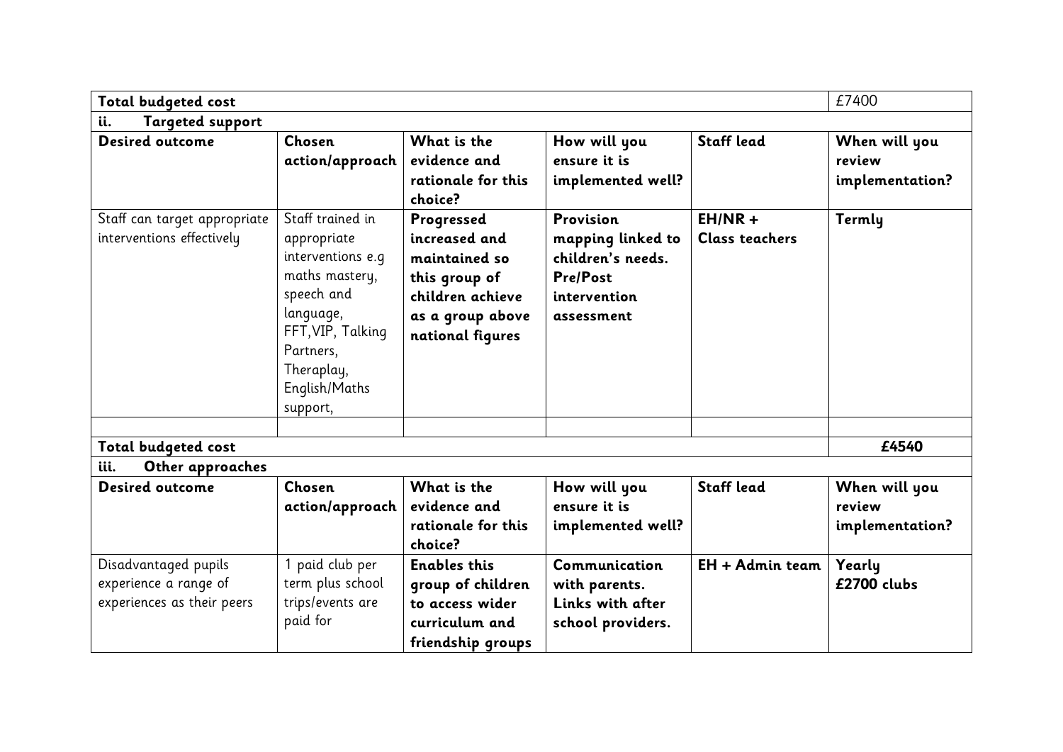| **Total budgeted cost** | | | | | £7400 |
|---|---|---|---|---|---|
| **ii. Targeted support** | | | | | |
| **Desired outcome** | **Chosen action/approach** | **What is the evidence and rationale for this choice?** | **How will you ensure it is implemented well?** | **Staff lead** | **When will you review implementation?** |
| Staff can target appropriate interventions effectively | Staff trained in appropriate interventions e.g maths mastery, speech and language, FFT, VIP, Talking Partners, Theraplay, English/Maths support, | **Progressed increased and maintained so this group of children achieve as a group above national figures** | **Provision mapping linked to children's needs. Pre/Post intervention assessment** | **EH/NR + Class teachers** | **Termly** |
| | | | | | |
| **Total budgeted cost** | | | | | **£4540** |
| **iii. Other approaches** | | | | | |
| **Desired outcome** | **Chosen action/approach** | **What is the evidence and rationale for this choice?** | **How will you ensure it is implemented well?** | **Staff lead** | **When will you review implementation?** |
| Disadvantaged pupils experience a range of experiences as their peers | 1 paid club per term plus school trips/events are paid for | **Enables this group of children to access wider curriculum and friendship groups** | **Communication with parents. Links with after school providers.** | **EH + Admin team** | **Yearly £2700 clubs** |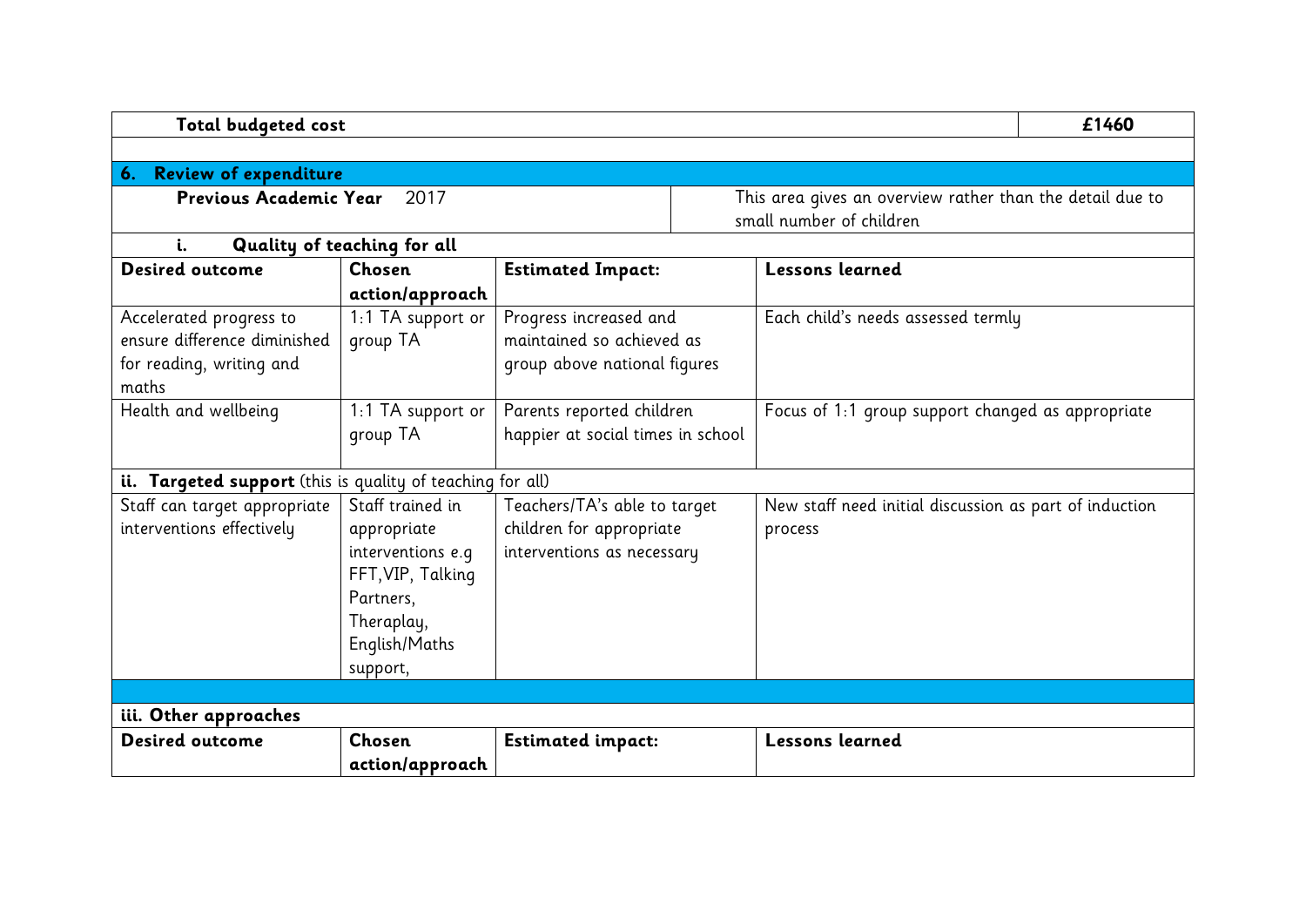| Total budgeted cost | £1460 |
|---|---|

## 6. Review of expenditure

| **Previous Academic Year** 2017 | This area gives an overview rather than the detail due to small number of children |
|---|---|

**i. Quality of teaching for all**

| Desired outcome | Chosen action/approach | Estimated Impact: | Lessons learned |
|---|---|---|---|
| Accelerated progress to ensure difference diminished for reading, writing and maths | 1:1 TA support or group TA | Progress increased and maintained so achieved as group above national figures | Each child's needs assessed termly |
| Health and wellbeing | 1:1 TA support or group TA | Parents reported children happier at social times in school | Focus of 1:1 group support changed as appropriate |

**ii. Targeted support** (this is quality of teaching for all)

| Desired outcome | Chosen action/approach | Estimated Impact: | Lessons learned |
|---|---|---|---|
| Staff can target appropriate interventions effectively | Staff trained in appropriate interventions e.g FFT, VIP, Talking Partners, Theraplay, English/Maths support, | Teachers/TA's able to target children for appropriate interventions as necessary | New staff need initial discussion as part of induction process |

**iii. Other approaches**

| Desired outcome | Chosen action/approach | Estimated impact: | Lessons learned |
|---|---|---|---|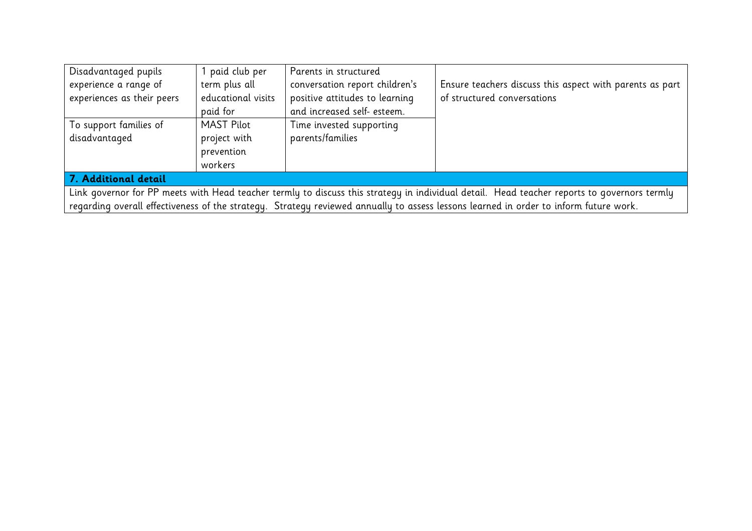| | | | |
|---|---|---|---|
| Disadvantaged pupils experience a range of experiences as their peers | 1 paid club per term plus all educational visits paid for | Parents in structured conversation report children's positive attitudes to learning and increased self- esteem. | Ensure teachers discuss this aspect with parents as part of structured conversations |
| To support families of disadvantaged | MAST Pilot project with prevention workers | Time invested supporting parents/families | |

**7. Additional detail**

Link governor for PP meets with Head teacher termly to discuss this strategy in individual detail. Head teacher reports to governors termly regarding overall effectiveness of the strategy. Strategy reviewed annually to assess lessons learned in order to inform future work.